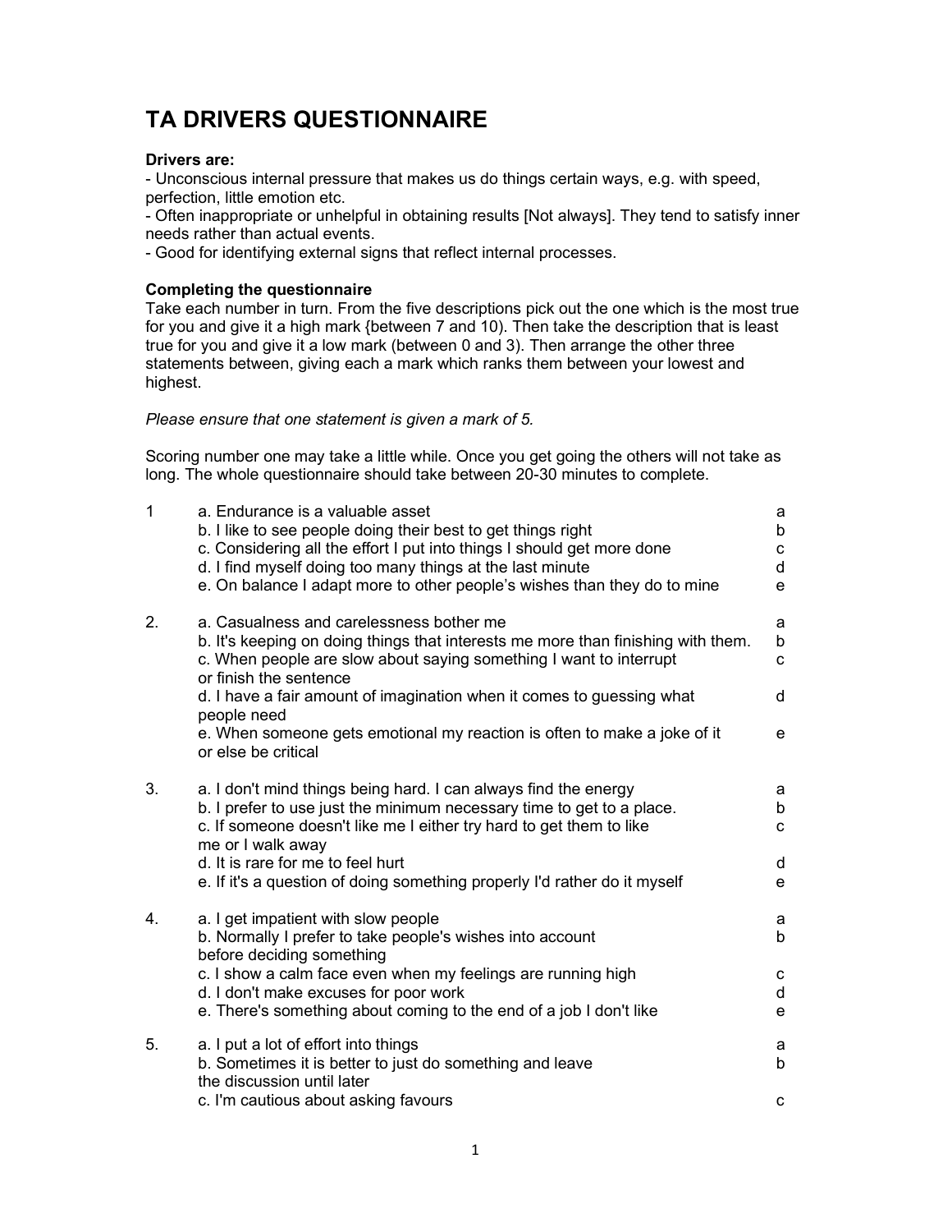# TA DRIVERS QUESTIONNAIRE

**Drivers are:**

- Unconscious internal pressure that makes us do things certain ways, e.g. with speed, perfection, little emotion etc.
- Often inappropriate or unhelpful in obtaining results [Not always]. They tend to satisfy inner needs rather than actual events.
- Good for identifying external signs that reflect internal processes.

**Completing the questionnaire**

Take each number in turn. From the five descriptions pick out the one which is the most true for you and give it a high mark {between 7 and 10). Then take the description that is least true for you and give it a low mark (between 0 and 3). Then arrange the other three statements between, giving each a mark which ranks them between your lowest and highest.

*Please ensure that one statement is given a mark of 5.*

Scoring number one may take a little while. Once you get going the others will not take as long. The whole questionnaire should take between 20-30 minutes to complete.

1 a. Endurance is a valuable asset — a
b. I like to see people doing their best to get things right — b
c. Considering all the effort I put into things I should get more done — c
d. I find myself doing too many things at the last minute — d
e. On balance I adapt more to other people's wishes than they do to mine — e

2. a. Casualness and carelessness bother me — a
b. It's keeping on doing things that interests me more than finishing with them. — b
c. When people are slow about saying something I want to interrupt or finish the sentence — c
d. I have a fair amount of imagination when it comes to guessing what people need — d
e. When someone gets emotional my reaction is often to make a joke of it or else be critical — e

3. a. I don't mind things being hard. I can always find the energy — a
b. I prefer to use just the minimum necessary time to get to a place. — b
c. If someone doesn't like me I either try hard to get them to like me or I walk away — c
d. It is rare for me to feel hurt — d
e. If it's a question of doing something properly I'd rather do it myself — e

4. a. I get impatient with slow people — a
b. Normally I prefer to take people's wishes into account before deciding something — b
c. I show a calm face even when my feelings are running high — c
d. I don't make excuses for poor work — d
e. There's something about coming to the end of a job I don't like — e

5. a. I put a lot of effort into things — a
b. Sometimes it is better to just do something and leave the discussion until later — b
c. I'm cautious about asking favours — c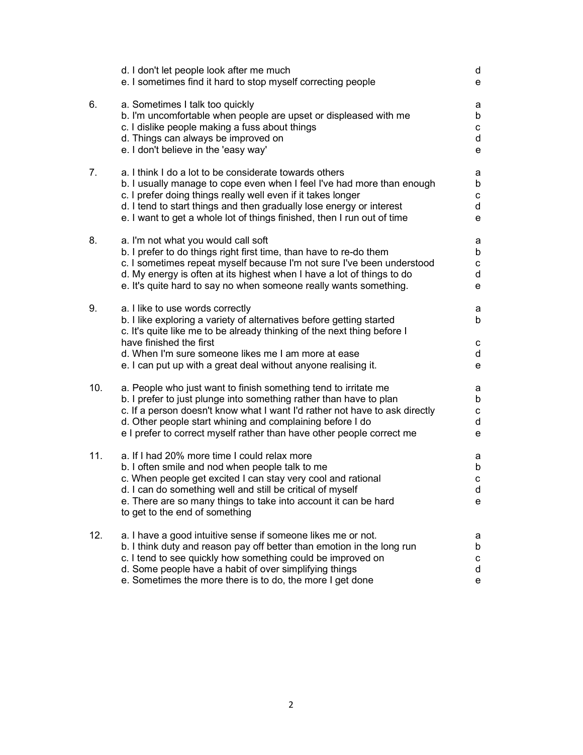d. I don't let people look after me much — d
e. I sometimes find it hard to stop myself correcting people — e

6.
a. Sometimes I talk too quickly — a
b. I'm uncomfortable when people are upset or displeased with me — b
c. I dislike people making a fuss about things — c
d. Things can always be improved on — d
e. I don't believe in the 'easy way' — e

7.
a. I think I do a lot to be considerate towards others — a
b. I usually manage to cope even when I feel I've had more than enough — b
c. I prefer doing things really well even if it takes longer — c
d. I tend to start things and then gradually lose energy or interest — d
e. I want to get a whole lot of things finished, then I run out of time — e

8.
a. I'm not what you would call soft — a
b. I prefer to do things right first time, than have to re-do them — b
c. I sometimes repeat myself because I'm not sure I've been understood — c
d. My energy is often at its highest when I have a lot of things to do — d
e. It's quite hard to say no when someone really wants something. — e

9.
a. I like to use words correctly — a
b. I like exploring a variety of alternatives before getting started — b
c. It's quite like me to be already thinking of the next thing before I have finished the first — c
d. When I'm sure someone likes me I am more at ease — d
e. I can put up with a great deal without anyone realising it. — e

10.
a. People who just want to finish something tend to irritate me — a
b. I prefer to just plunge into something rather than have to plan — b
c. If a person doesn't know what I want I'd rather not have to ask directly — c
d. Other people start whining and complaining before I do — d
e I prefer to correct myself rather than have other people correct me — e

11.
a. If I had 20% more time I could relax more — a
b. I often smile and nod when people talk to me — b
c. When people get excited I can stay very cool and rational — c
d. I can do something well and still be critical of myself — d
e. There are so many things to take into account it can be hard to get to the end of something — e

12.
a. I have a good intuitive sense if someone likes me or not. — a
b. I think duty and reason pay off better than emotion in the long run — b
c. I tend to see quickly how something could be improved on — c
d. Some people have a habit of over simplifying things — d
e. Sometimes the more there is to do, the more I get done — e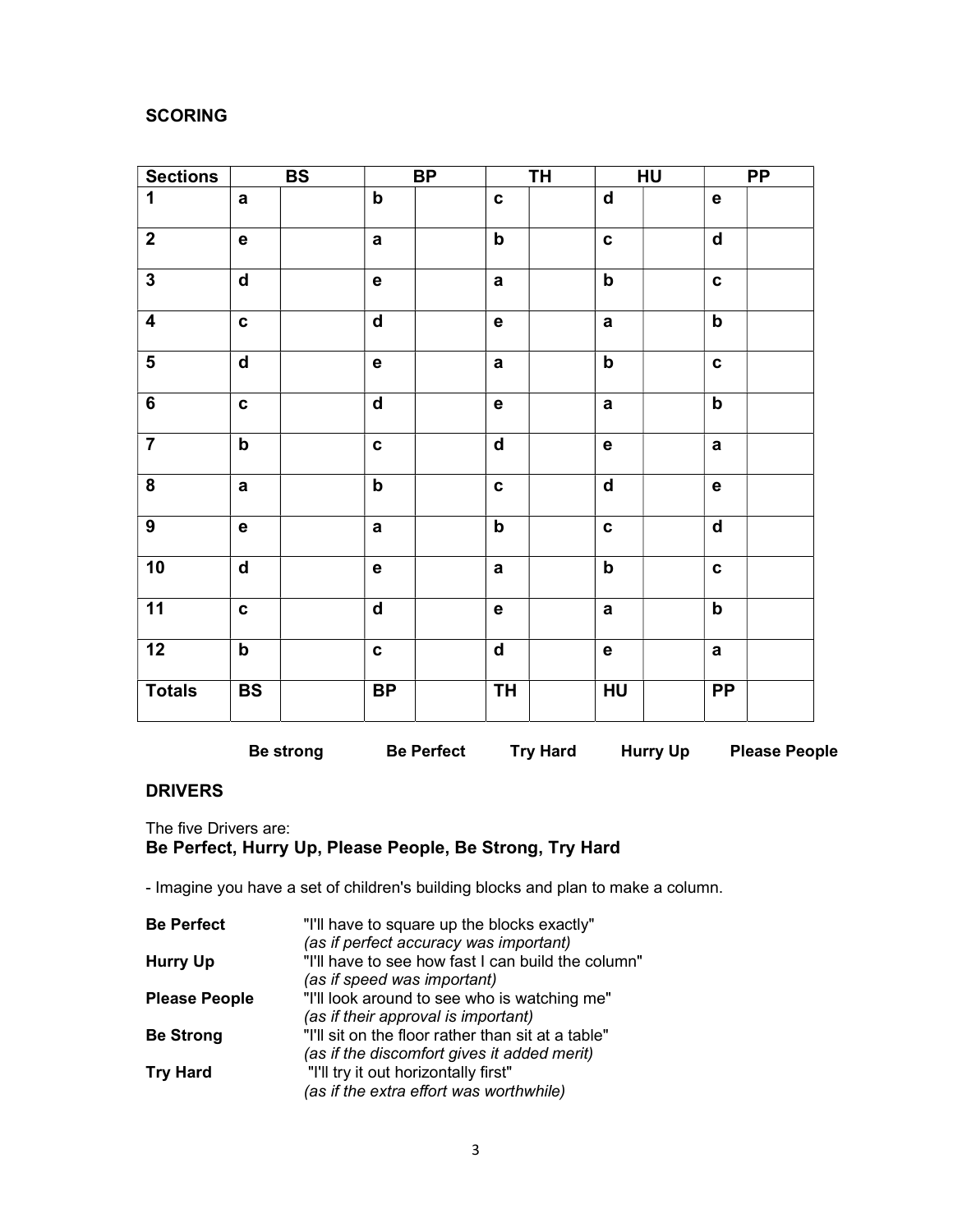## SCORING

| Sections | BS | | BP | | TH | | HU | | PP | |
|---|---|---|---|---|---|---|---|---|---|---|
| **1** | **a** | | **b** | | **c** | | **d** | | **e** | |
| **2** | **e** | | **a** | | **b** | | **c** | | **d** | |
| **3** | **d** | | **e** | | **a** | | **b** | | **c** | |
| **4** | **c** | | **d** | | **e** | | **a** | | **b** | |
| **5** | **d** | | **e** | | **a** | | **b** | | **c** | |
| **6** | **c** | | **d** | | **e** | | **a** | | **b** | |
| **7** | **b** | | **c** | | **d** | | **e** | | **a** | |
| **8** | **a** | | **b** | | **c** | | **d** | | **e** | |
| **9** | **e** | | **a** | | **b** | | **c** | | **d** | |
| **10** | **d** | | **e** | | **a** | | **b** | | **c** | |
| **11** | **c** | | **d** | | **e** | | **a** | | **b** | |
| **12** | **b** | | **c** | | **d** | | **e** | | **a** | |
| **Totals** | **BS** | | **BP** | | **TH** | | **HU** | | **PP** | |

**Be strong** **Be Perfect** **Try Hard** **Hurry Up** **Please People**

## DRIVERS

The five Drivers are:
**Be Perfect, Hurry Up, Please People, Be Strong, Try Hard**

- Imagine you have a set of children's building blocks and plan to make a column.

**Be Perfect** "I'll have to square up the blocks exactly"
*(as if perfect accuracy was important)*

**Hurry Up** "I'll have to see how fast I can build the column"
*(as if speed was important)*

**Please People** "I'll look around to see who is watching me"
*(as if their approval is important)*

**Be Strong** "I'll sit on the floor rather than sit at a table"
*(as if the discomfort gives it added merit)*

**Try Hard** "I'll try it out horizontally first"
*(as if the extra effort was worthwhile)*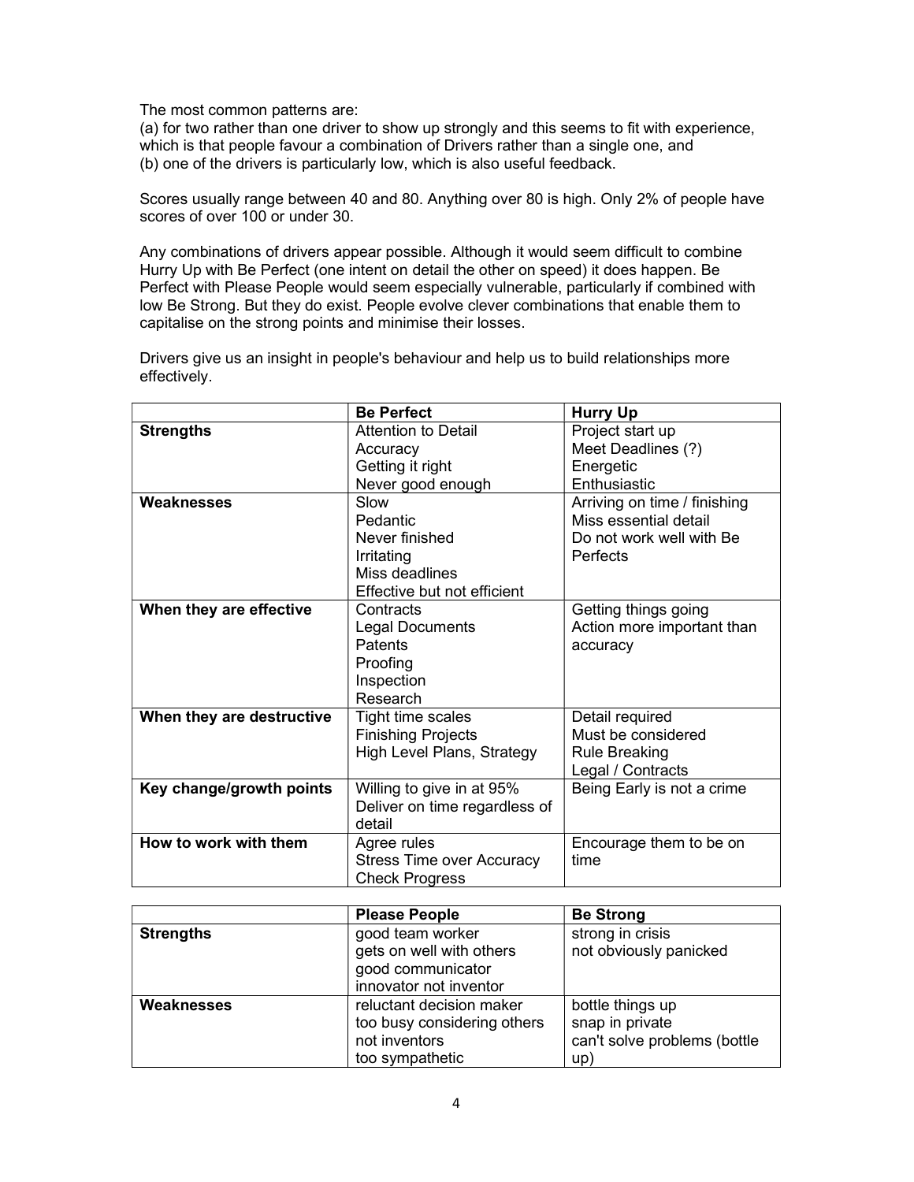The most common patterns are:
(a) for two rather than one driver to show up strongly and this seems to fit with experience, which is that people favour a combination of Drivers rather than a single one, and
(b) one of the drivers is particularly low, which is also useful feedback.

Scores usually range between 40 and 80. Anything over 80 is high. Only 2% of people have scores of over 100 or under 30.

Any combinations of drivers appear possible. Although it would seem difficult to combine Hurry Up with Be Perfect (one intent on detail the other on speed) it does happen. Be Perfect with Please People would seem especially vulnerable, particularly if combined with low Be Strong. But they do exist. People evolve clever combinations that enable them to capitalise on the strong points and minimise their losses.

Drivers give us an insight in people's behaviour and help us to build relationships more effectively.

| | **Be Perfect** | **Hurry Up** |
|---|---|---|
| **Strengths** | Attention to Detail<br>Accuracy<br>Getting it right<br>Never good enough | Project start up<br>Meet Deadlines (?)<br>Energetic<br>Enthusiastic |
| **Weaknesses** | Slow<br>Pedantic<br>Never finished<br>Irritating<br>Miss deadlines<br>Effective but not efficient | Arriving on time / finishing<br>Miss essential detail<br>Do not work well with Be Perfects |
| **When they are effective** | Contracts<br>Legal Documents<br>Patents<br>Proofing<br>Inspection<br>Research | Getting things going<br>Action more important than accuracy |
| **When they are destructive** | Tight time scales<br>Finishing Projects<br>High Level Plans, Strategy | Detail required<br>Must be considered<br>Rule Breaking<br>Legal / Contracts |
| **Key change/growth points** | Willing to give in at 95%<br>Deliver on time regardless of detail | Being Early is not a crime |
| **How to work with them** | Agree rules<br>Stress Time over Accuracy<br>Check Progress | Encourage them to be on time |

| | **Please People** | **Be Strong** |
|---|---|---|
| **Strengths** | good team worker<br>gets on well with others<br>good communicator<br>innovator not inventor | strong in crisis<br>not obviously panicked |
| **Weaknesses** | reluctant decision maker<br>too busy considering others<br>not inventors<br>too sympathetic | bottle things up<br>snap in private<br>can't solve problems (bottle up) |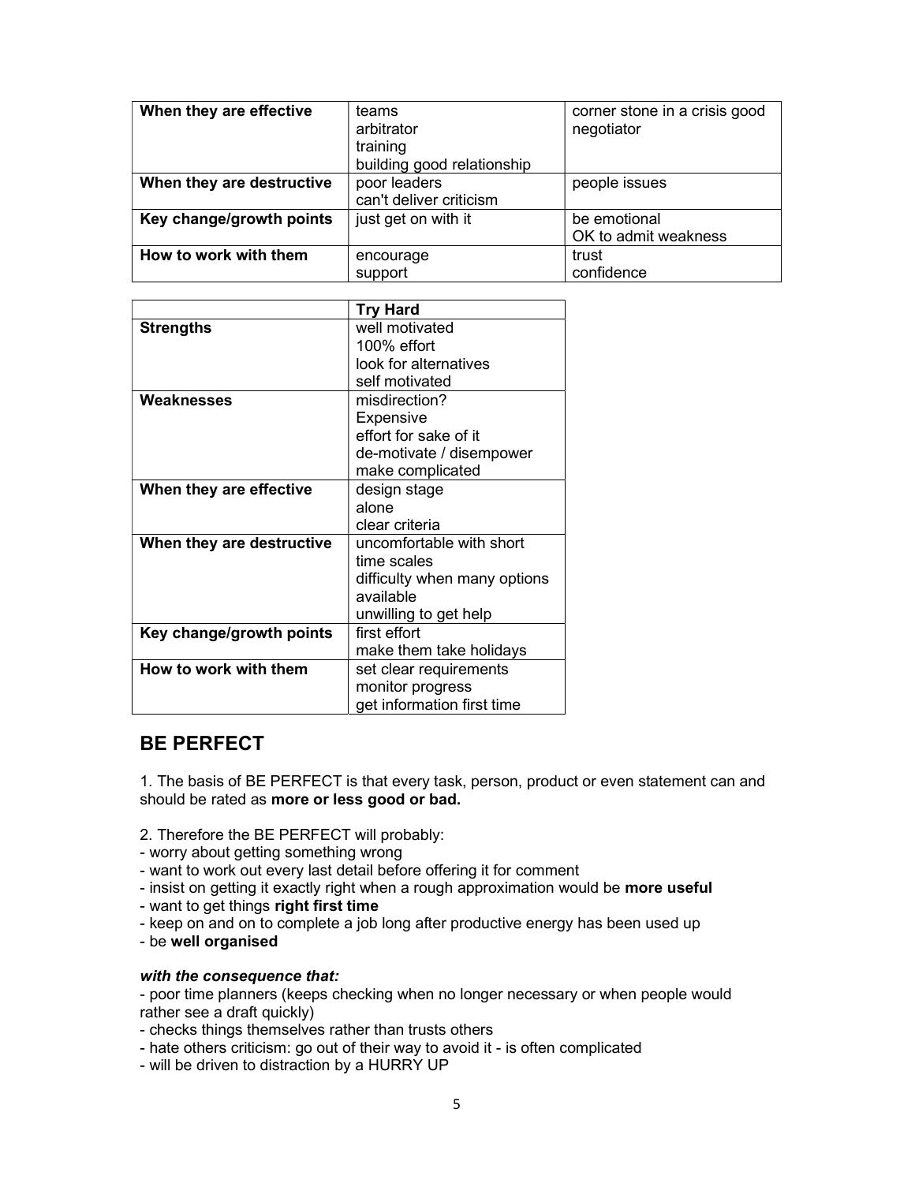| | | |
|---|---|---|
| **When they are effective** | teams<br>arbitrator<br>training<br>building good relationship | corner stone in a crisis good negotiator |
| **When they are destructive** | poor leaders<br>can't deliver criticism | people issues |
| **Key change/growth points** | just get on with it | be emotional<br>OK to admit weakness |
| **How to work with them** | encourage<br>support | trust<br>confidence |

| | **Try Hard** |
|---|---|
| **Strengths** | well motivated<br>100% effort<br>look for alternatives<br>self motivated |
| **Weaknesses** | misdirection?<br>Expensive<br>effort for sake of it<br>de-motivate / disempower<br>make complicated |
| **When they are effective** | design stage<br>alone<br>clear criteria |
| **When they are destructive** | uncomfortable with short time scales<br>difficulty when many options available<br>unwilling to get help |
| **Key change/growth points** | first effort<br>make them take holidays |
| **How to work with them** | set clear requirements<br>monitor progress<br>get information first time |

## BE PERFECT

1. The basis of BE PERFECT is that every task, person, product or even statement can and should be rated as **more or less good or bad.**

2. Therefore the BE PERFECT will probably:
- worry about getting something wrong
- want to work out every last detail before offering it for comment
- insist on getting it exactly right when a rough approximation would be **more useful**
- want to get things **right first time**
- keep on and on to complete a job long after productive energy has been used up
- be **well organised**

***with the consequence that:***
- poor time planners (keeps checking when no longer necessary or when people would rather see a draft quickly)
- checks things themselves rather than trusts others
- hate others criticism: go out of their way to avoid it - is often complicated
- will be driven to distraction by a HURRY UP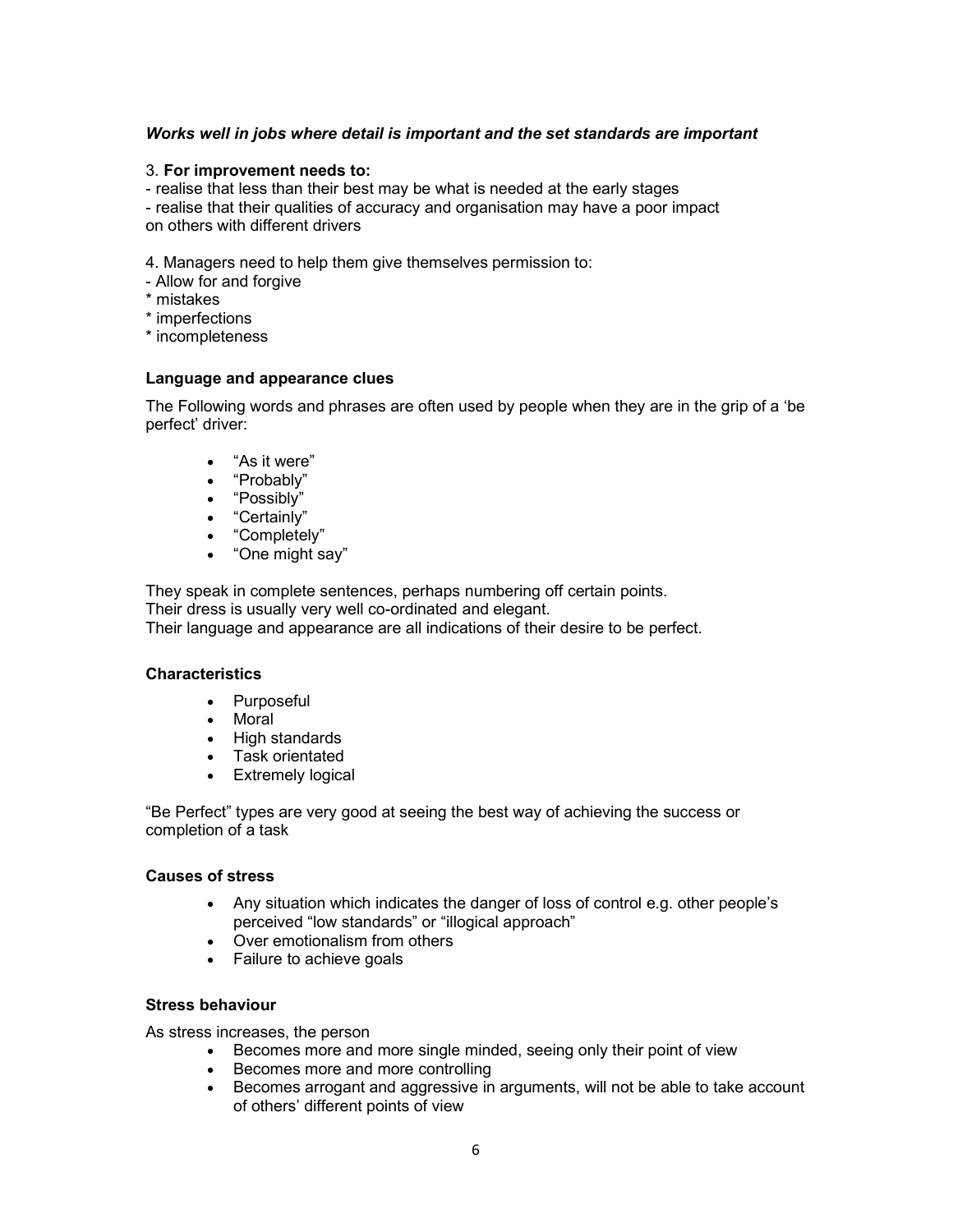***Works well in jobs where detail is important and the set standards are important***

3. **For improvement needs to:**
- realise that less than their best may be what is needed at the early stages
- realise that their qualities of accuracy and organisation may have a poor impact on others with different drivers

4. Managers need to help them give themselves permission to:
- Allow for and forgive
* mistakes
* imperfections
* incompleteness

### Language and appearance clues

The Following words and phrases are often used by people when they are in the grip of a 'be perfect' driver:

- "As it were"
- "Probably"
- "Possibly"
- "Certainly"
- "Completely"
- "One might say"

They speak in complete sentences, perhaps numbering off certain points.
Their dress is usually very well co-ordinated and elegant.
Their language and appearance are all indications of their desire to be perfect.

### Characteristics

- Purposeful
- Moral
- High standards
- Task orientated
- Extremely logical

"Be Perfect" types are very good at seeing the best way of achieving the success or completion of a task

### Causes of stress

- Any situation which indicates the danger of loss of control e.g. other people's perceived "low standards" or "illogical approach"
- Over emotionalism from others
- Failure to achieve goals

### Stress behaviour

As stress increases, the person

- Becomes more and more single minded, seeing only their point of view
- Becomes more and more controlling
- Becomes arrogant and aggressive in arguments, will not be able to take account of others' different points of view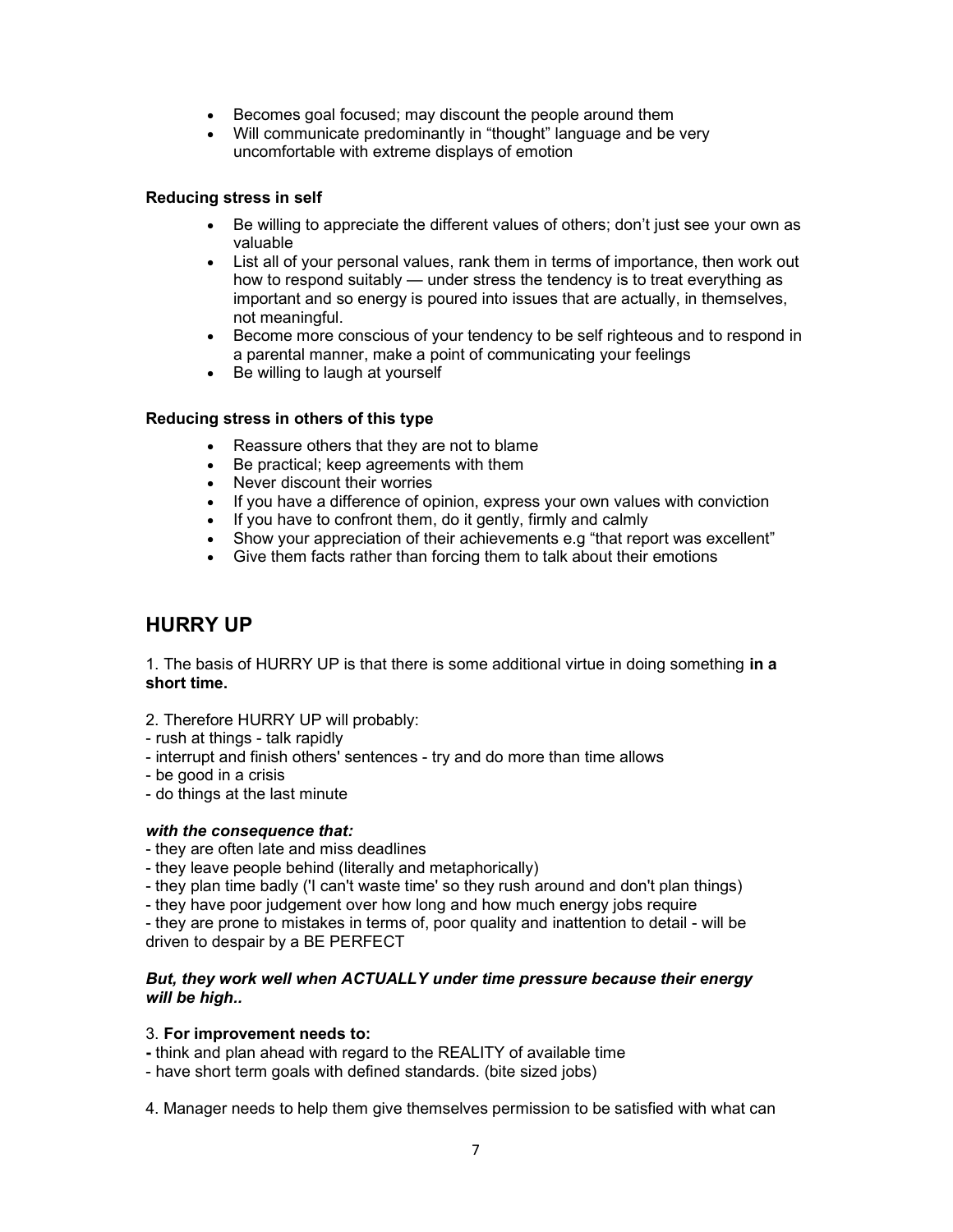- Becomes goal focused; may discount the people around them
- Will communicate predominantly in "thought" language and be very uncomfortable with extreme displays of emotion

**Reducing stress in self**

- Be willing to appreciate the different values of others; don't just see your own as valuable
- List all of your personal values, rank them in terms of importance, then work out how to respond suitably — under stress the tendency is to treat everything as important and so energy is poured into issues that are actually, in themselves, not meaningful.
- Become more conscious of your tendency to be self righteous and to respond in a parental manner, make a point of communicating your feelings
- Be willing to laugh at yourself

**Reducing stress in others of this type**

- Reassure others that they are not to blame
- Be practical; keep agreements with them
- Never discount their worries
- If you have a difference of opinion, express your own values with conviction
- If you have to confront them, do it gently, firmly and calmly
- Show your appreciation of their achievements e.g "that report was excellent"
- Give them facts rather than forcing them to talk about their emotions

## HURRY UP

1. The basis of HURRY UP is that there is some additional virtue in doing something **in a short time.**

2. Therefore HURRY UP will probably:
- rush at things - talk rapidly
- interrupt and finish others' sentences - try and do more than time allows
- be good in a crisis
- do things at the last minute

***with the consequence that:***
- they are often late and miss deadlines
- they leave people behind (literally and metaphorically)
- they plan time badly ('I can't waste time' so they rush around and don't plan things)
- they have poor judgement over how long and how much energy jobs require
- they are prone to mistakes in terms of, poor quality and inattention to detail - will be driven to despair by a BE PERFECT

***But, they work well when ACTUALLY under time pressure because their energy will be high..***

3. **For improvement needs to:**
- think and plan ahead with regard to the REALITY of available time
- have short term goals with defined standards. (bite sized jobs)

4. Manager needs to help them give themselves permission to be satisfied with what can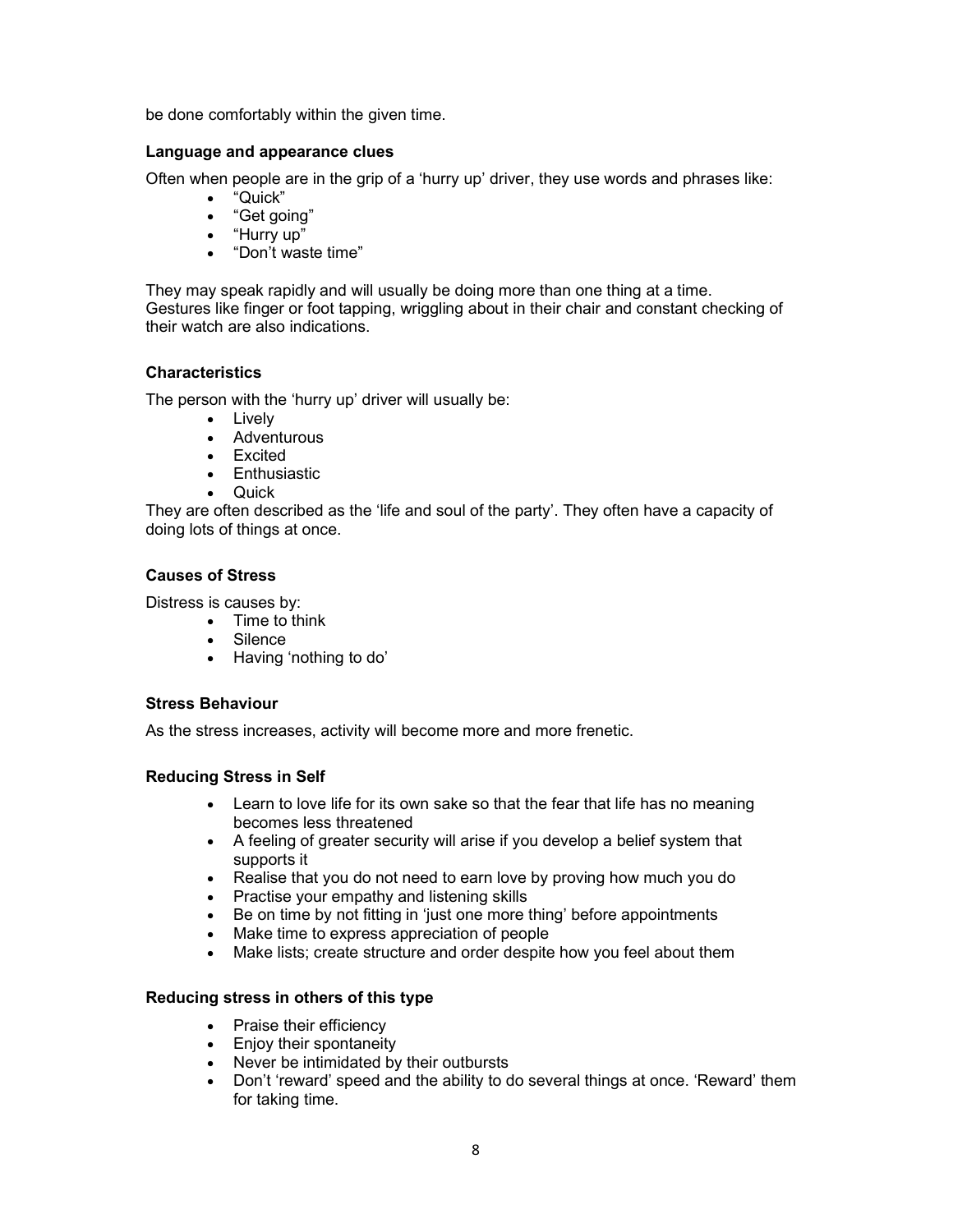be done comfortably within the given time.

### Language and appearance clues

Often when people are in the grip of a 'hurry up' driver, they use words and phrases like:

- "Quick"
- "Get going"
- "Hurry up"
- "Don't waste time"

They may speak rapidly and will usually be doing more than one thing at a time. Gestures like finger or foot tapping, wriggling about in their chair and constant checking of their watch are also indications.

### Characteristics

The person with the 'hurry up' driver will usually be:

- Lively
- Adventurous
- Excited
- Enthusiastic
- Quick

They are often described as the 'life and soul of the party'. They often have a capacity of doing lots of things at once.

### Causes of Stress

Distress is causes by:

- Time to think
- Silence
- Having 'nothing to do'

### Stress Behaviour

As the stress increases, activity will become more and more frenetic.

### Reducing Stress in Self

- Learn to love life for its own sake so that the fear that life has no meaning becomes less threatened
- A feeling of greater security will arise if you develop a belief system that supports it
- Realise that you do not need to earn love by proving how much you do
- Practise your empathy and listening skills
- Be on time by not fitting in 'just one more thing' before appointments
- Make time to express appreciation of people
- Make lists; create structure and order despite how you feel about them

### Reducing stress in others of this type

- Praise their efficiency
- Enjoy their spontaneity
- Never be intimidated by their outbursts
- Don't 'reward' speed and the ability to do several things at once. 'Reward' them for taking time.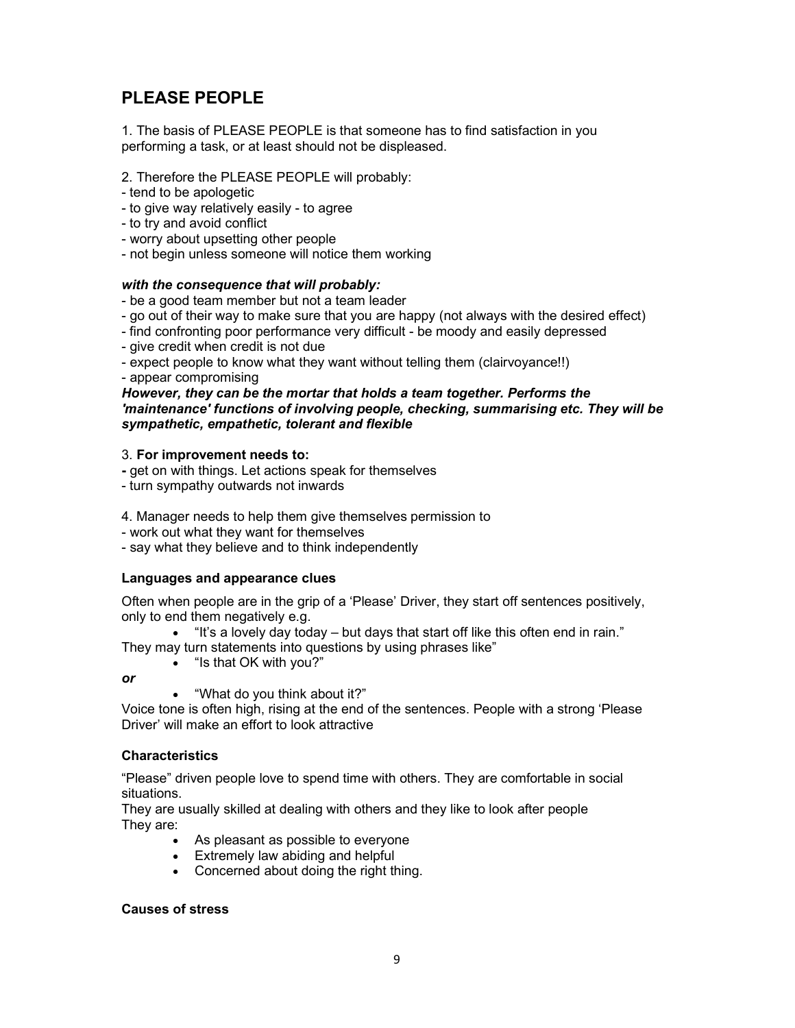## PLEASE PEOPLE

1. The basis of PLEASE PEOPLE is that someone has to find satisfaction in you performing a task, or at least should not be displeased.

2. Therefore the PLEASE PEOPLE will probably:
- tend to be apologetic
- to give way relatively easily - to agree
- to try and avoid conflict
- worry about upsetting other people
- not begin unless someone will notice them working

***with the consequence that will probably:***
- be a good team member but not a team leader
- go out of their way to make sure that you are happy (not always with the desired effect)
- find confronting poor performance very difficult - be moody and easily depressed
- give credit when credit is not due
- expect people to know what they want without telling them (clairvoyance!!)
- appear compromising

***However, they can be the mortar that holds a team together. Performs the 'maintenance' functions of involving people, checking, summarising etc. They will be sympathetic, empathetic, tolerant and flexible***

3. **For improvement needs to:**
- get on with things. Let actions speak for themselves
- turn sympathy outwards not inwards

4. Manager needs to help them give themselves permission to
- work out what they want for themselves
- say what they believe and to think independently

### Languages and appearance clues

Often when people are in the grip of a 'Please' Driver, they start off sentences positively, only to end them negatively e.g.

- "It's a lovely day today – but days that start off like this often end in rain."

They may turn statements into questions by using phrases like"

- "Is that OK with you?"

***or***

- "What do you think about it?"

Voice tone is often high, rising at the end of the sentences. People with a strong 'Please Driver' will make an effort to look attractive

### Characteristics

"Please" driven people love to spend time with others. They are comfortable in social situations.
They are usually skilled at dealing with others and they like to look after people
They are:

- As pleasant as possible to everyone
- Extremely law abiding and helpful
- Concerned about doing the right thing.

### Causes of stress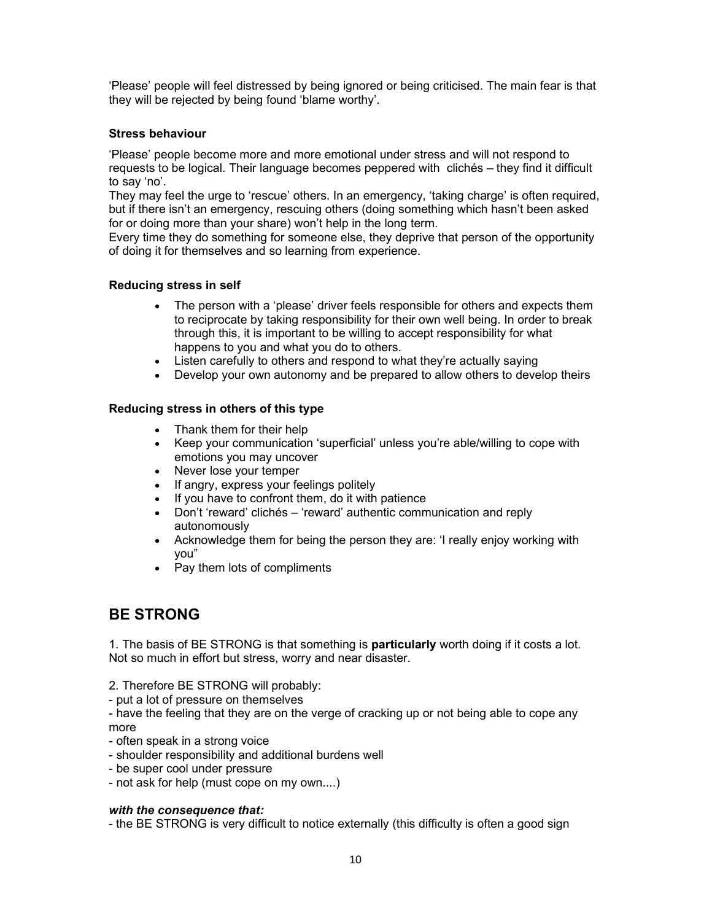'Please' people will feel distressed by being ignored or being criticised. The main fear is that they will be rejected by being found 'blame worthy'.

**Stress behaviour**

'Please' people become more and more emotional under stress and will not respond to requests to be logical. Their language becomes peppered with clichés – they find it difficult to say 'no'.
They may feel the urge to 'rescue' others. In an emergency, 'taking charge' is often required, but if there isn't an emergency, rescuing others (doing something which hasn't been asked for or doing more than your share) won't help in the long term.
Every time they do something for someone else, they deprive that person of the opportunity of doing it for themselves and so learning from experience.

**Reducing stress in self**

- The person with a 'please' driver feels responsible for others and expects them to reciprocate by taking responsibility for their own well being. In order to break through this, it is important to be willing to accept responsibility for what happens to you and what you do to others.
- Listen carefully to others and respond to what they're actually saying
- Develop your own autonomy and be prepared to allow others to develop theirs

**Reducing stress in others of this type**

- Thank them for their help
- Keep your communication 'superficial' unless you're able/willing to cope with emotions you may uncover
- Never lose your temper
- If angry, express your feelings politely
- If you have to confront them, do it with patience
- Don't 'reward' clichés – 'reward' authentic communication and reply autonomously
- Acknowledge them for being the person they are: 'I really enjoy working with you"
- Pay them lots of compliments

## BE STRONG

1. The basis of BE STRONG is that something is **particularly** worth doing if it costs a lot. Not so much in effort but stress, worry and near disaster.

2. Therefore BE STRONG will probably:
- put a lot of pressure on themselves
- have the feeling that they are on the verge of cracking up or not being able to cope any more
- often speak in a strong voice
- shoulder responsibility and additional burdens well
- be super cool under pressure
- not ask for help (must cope on my own....)

***with the consequence that:***
- the BE STRONG is very difficult to notice externally (this difficulty is often a good sign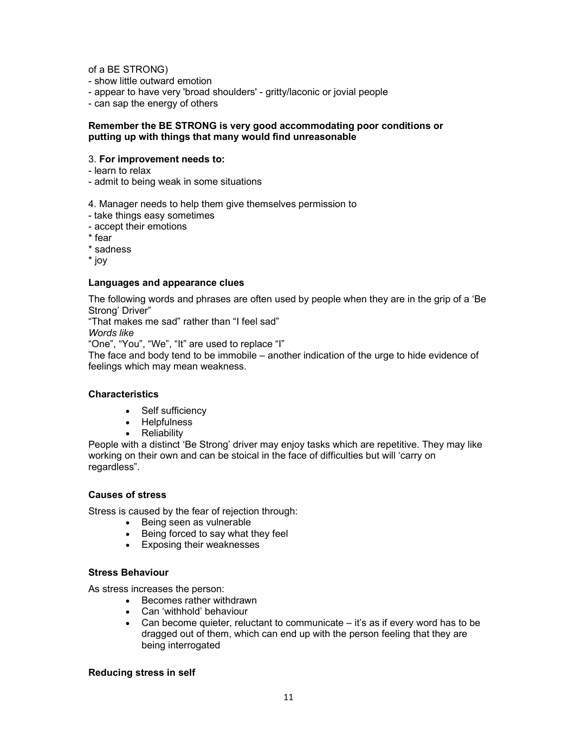of a BE STRONG)
- show little outward emotion
- appear to have very 'broad shoulders' - gritty/laconic or jovial people
- can sap the energy of others

**Remember the BE STRONG is very good accommodating poor conditions or putting up with things that many would find unreasonable**

3. **For improvement needs to:**
- learn to relax
- admit to being weak in some situations

4. Manager needs to help them give themselves permission to
- take things easy sometimes
- accept their emotions
* fear
* sadness
* joy

### Languages and appearance clues

The following words and phrases are often used by people when they are in the grip of a 'Be Strong' Driver"

"That makes me sad" rather than "I feel sad"

*Words like*

"One", "You", "We", "It" are used to replace "I"

The face and body tend to be immobile – another indication of the urge to hide evidence of feelings which may mean weakness.

### Characteristics

- Self sufficiency
- Helpfulness
- Reliability

People with a distinct 'Be Strong' driver may enjoy tasks which are repetitive. They may like working on their own and can be stoical in the face of difficulties but will 'carry on regardless".

### Causes of stress

Stress is caused by the fear of rejection through:

- Being seen as vulnerable
- Being forced to say what they feel
- Exposing their weaknesses

### Stress Behaviour

As stress increases the person:

- Becomes rather withdrawn
- Can 'withhold' behaviour
- Can become quieter, reluctant to communicate – it's as if every word has to be dragged out of them, which can end up with the person feeling that they are being interrogated

### Reducing stress in self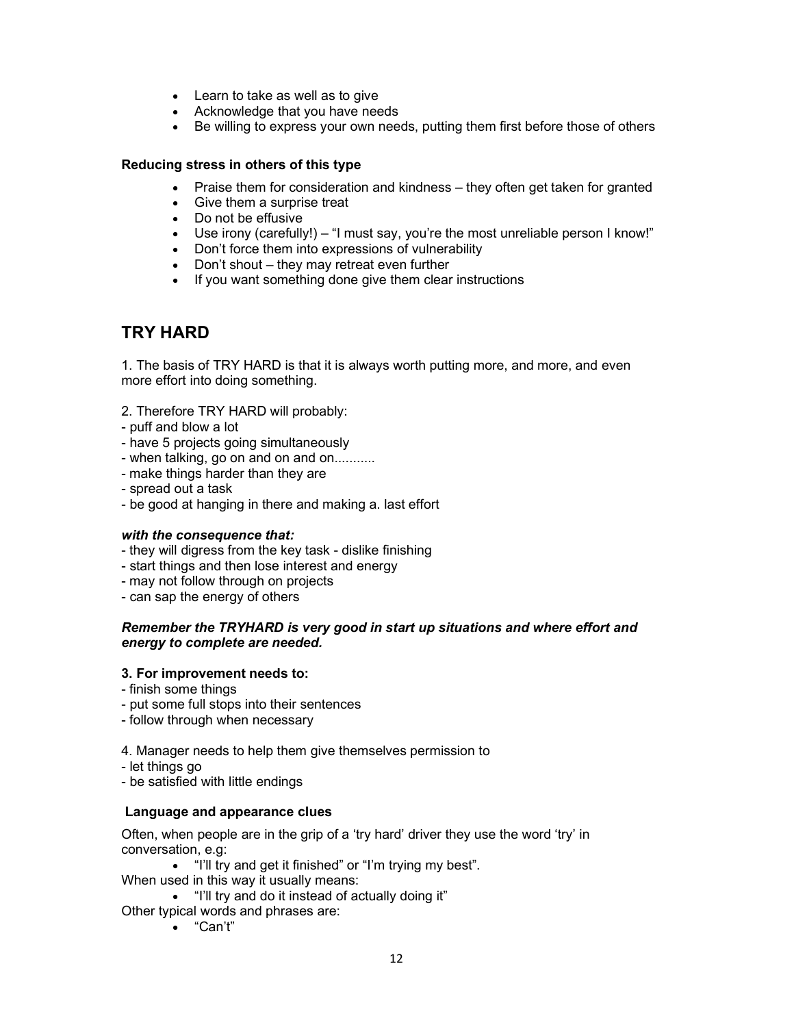- Learn to take as well as to give
- Acknowledge that you have needs
- Be willing to express your own needs, putting them first before those of others

**Reducing stress in others of this type**

- Praise them for consideration and kindness – they often get taken for granted
- Give them a surprise treat
- Do not be effusive
- Use irony (carefully!) – "I must say, you're the most unreliable person I know!"
- Don't force them into expressions of vulnerability
- Don't shout – they may retreat even further
- If you want something done give them clear instructions

## TRY HARD

1. The basis of TRY HARD is that it is always worth putting more, and more, and even more effort into doing something.

2. Therefore TRY HARD will probably:
- puff and blow a lot
- have 5 projects going simultaneously
- when talking, go on and on and on...........
- make things harder than they are
- spread out a task
- be good at hanging in there and making a. last effort

***with the consequence that:***
- they will digress from the key task - dislike finishing
- start things and then lose interest and energy
- may not follow through on projects
- can sap the energy of others

***Remember the TRYHARD is very good in start up situations and where effort and energy to complete are needed.***

**3. For improvement needs to:**
- finish some things
- put some full stops into their sentences
- follow through when necessary

4. Manager needs to help them give themselves permission to
- let things go
- be satisfied with little endings

**Language and appearance clues**

Often, when people are in the grip of a 'try hard' driver they use the word 'try' in conversation, e.g:

- "I'll try and get it finished" or "I'm trying my best".

When used in this way it usually means:

- "I'll try and do it instead of actually doing it"

Other typical words and phrases are:

- "Can't"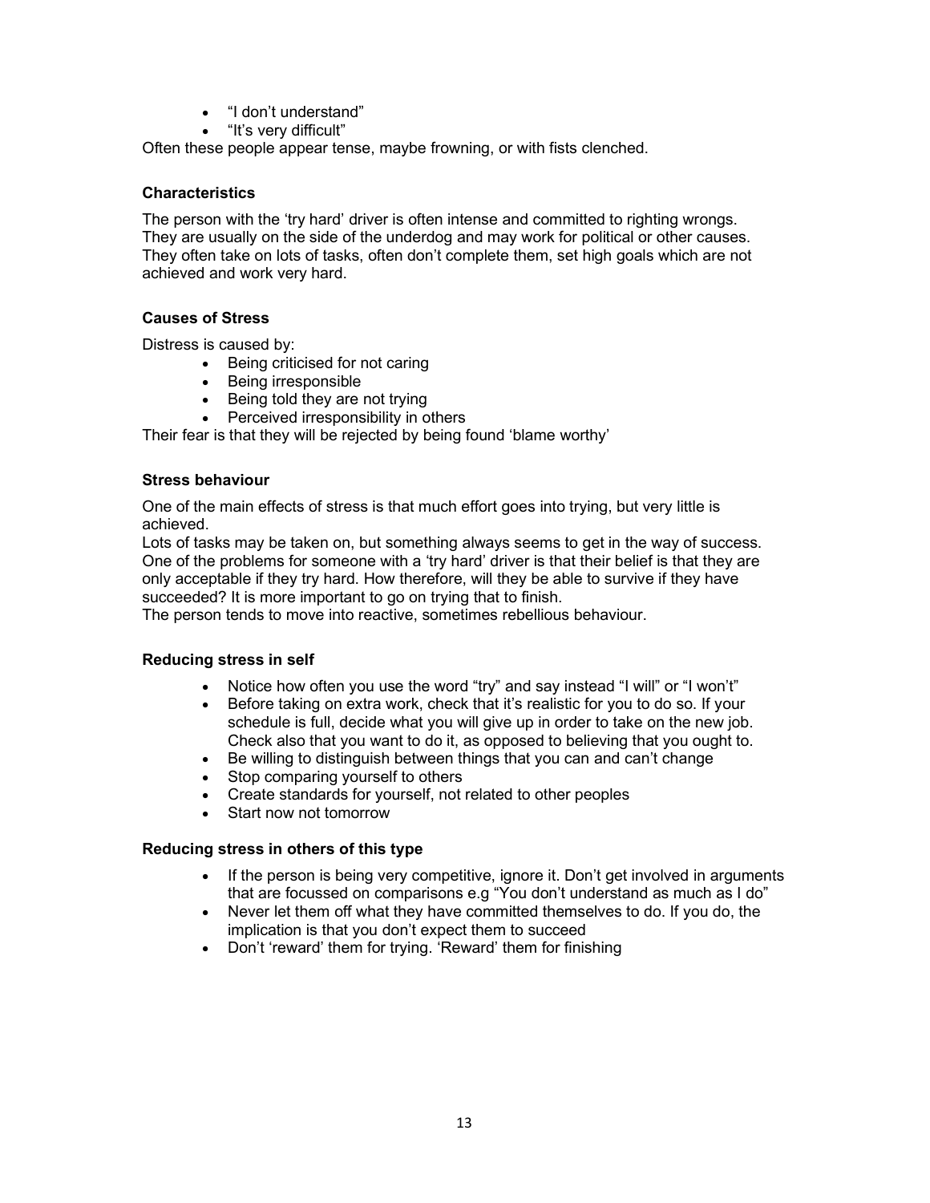- "I don't understand"
- "It's very difficult"

Often these people appear tense, maybe frowning, or with fists clenched.

**Characteristics**

The person with the 'try hard' driver is often intense and committed to righting wrongs. They are usually on the side of the underdog and may work for political or other causes. They often take on lots of tasks, often don't complete them, set high goals which are not achieved and work very hard.

**Causes of Stress**

Distress is caused by:

- Being criticised for not caring
- Being irresponsible
- Being told they are not trying
- Perceived irresponsibility in others

Their fear is that they will be rejected by being found 'blame worthy'

**Stress behaviour**

One of the main effects of stress is that much effort goes into trying, but very little is achieved.

Lots of tasks may be taken on, but something always seems to get in the way of success. One of the problems for someone with a 'try hard' driver is that their belief is that they are only acceptable if they try hard. How therefore, will they be able to survive if they have succeeded? It is more important to go on trying that to finish.

The person tends to move into reactive, sometimes rebellious behaviour.

**Reducing stress in self**

- Notice how often you use the word "try" and say instead "I will" or "I won't"
- Before taking on extra work, check that it's realistic for you to do so. If your schedule is full, decide what you will give up in order to take on the new job. Check also that you want to do it, as opposed to believing that you ought to.
- Be willing to distinguish between things that you can and can't change
- Stop comparing yourself to others
- Create standards for yourself, not related to other peoples
- Start now not tomorrow

**Reducing stress in others of this type**

- If the person is being very competitive, ignore it. Don't get involved in arguments that are focussed on comparisons e.g "You don't understand as much as I do"
- Never let them off what they have committed themselves to do. If you do, the implication is that you don't expect them to succeed
- Don't 'reward' them for trying. 'Reward' them for finishing